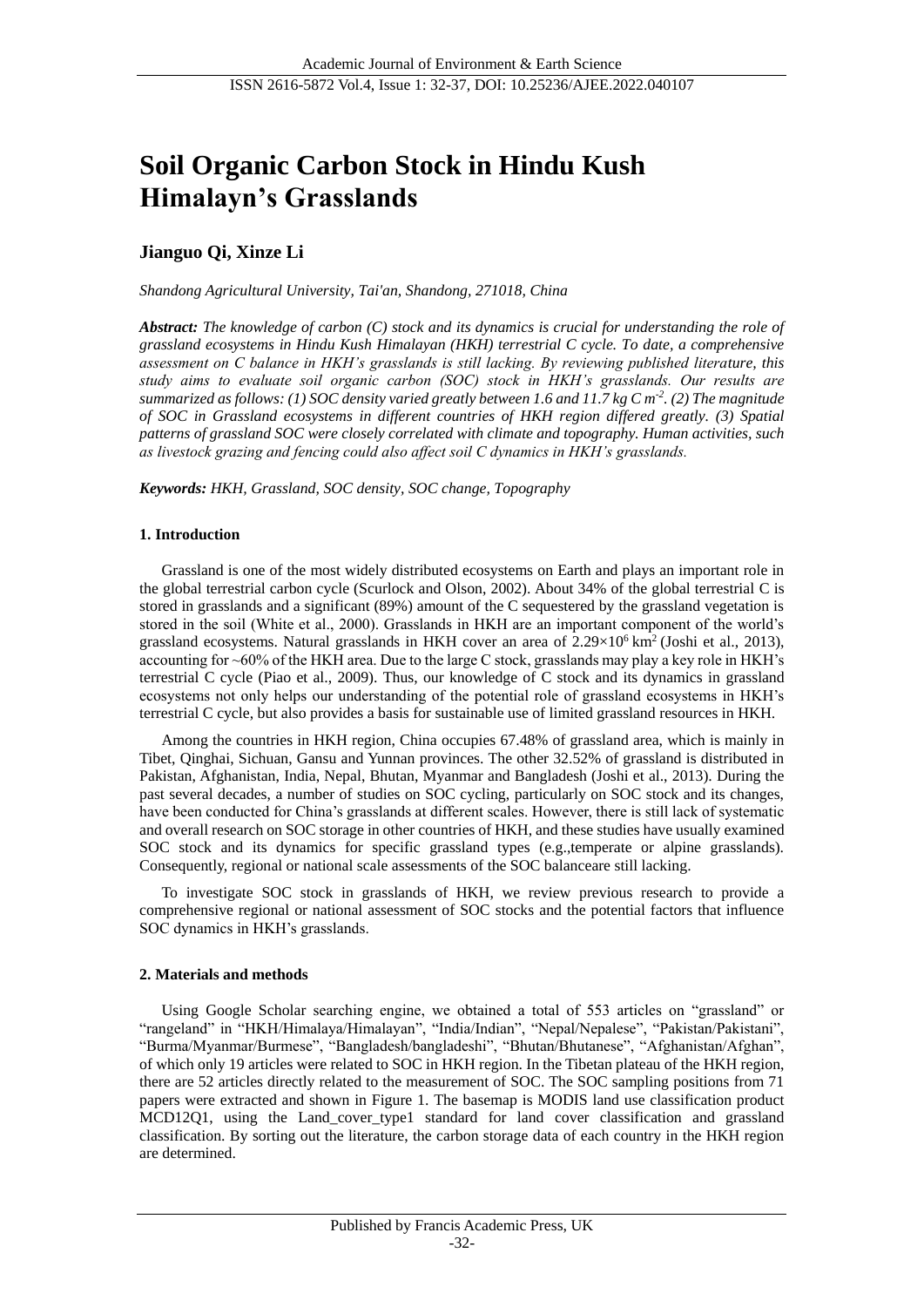# Soil Organic Carbon Stock in Hindu Kush Himalayn's Grasslands

**Jianguo Qi, Xinze Li**

*Shandong Agricultural University, Tai'an, Shandong, 271018, China*

***Abstract:*** *The knowledge of carbon (C) stock and its dynamics is crucial for understanding the role of grassland ecosystems in Hindu Kush Himalayan (HKH) terrestrial C cycle. To date, a comprehensive assessment on C balance in HKH's grasslands is still lacking. By reviewing published literature, this study aims to evaluate soil organic carbon (SOC) stock in HKH's grasslands. Our results are summarized as follows: (1) SOC density varied greatly between 1.6 and 11.7 kg C $m^{-2}$. (2) The magnitude of SOC in Grassland ecosystems in different countries of HKH region differed greatly. (3) Spatial patterns of grassland SOC were closely correlated with climate and topography. Human activities, such as livestock grazing and fencing could also affect soil C dynamics in HKH's grasslands.*

***Keywords:*** *HKH, Grassland, SOC density, SOC change, Topography*

## 1. Introduction

Grassland is one of the most widely distributed ecosystems on Earth and plays an important role in the global terrestrial carbon cycle (Scurlock and Olson, 2002). About 34% of the global terrestrial C is stored in grasslands and a significant (89%) amount of the C sequestered by the grassland vegetation is stored in the soil (White et al., 2000). Grasslands in HKH are an important component of the world's grassland ecosystems. Natural grasslands in HKH cover an area of $2.29\times10^{6}$ $km^2$ (Joshi et al., 2013), accounting for ~60% of the HKH area. Due to the large C stock, grasslands may play a key role in HKH's terrestrial C cycle (Piao et al., 2009). Thus, our knowledge of C stock and its dynamics in grassland ecosystems not only helps our understanding of the potential role of grassland ecosystems in HKH's terrestrial C cycle, but also provides a basis for sustainable use of limited grassland resources in HKH.

Among the countries in HKH region, China occupies 67.48% of grassland area, which is mainly in Tibet, Qinghai, Sichuan, Gansu and Yunnan provinces. The other 32.52% of grassland is distributed in Pakistan, Afghanistan, India, Nepal, Bhutan, Myanmar and Bangladesh (Joshi et al., 2013). During the past several decades, a number of studies on SOC cycling, particularly on SOC stock and its changes, have been conducted for China's grasslands at different scales. However, there is still lack of systematic and overall research on SOC storage in other countries of HKH, and these studies have usually examined SOC stock and its dynamics for specific grassland types (e.g.,temperate or alpine grasslands). Consequently, regional or national scale assessments of the SOC balanceare still lacking.

To investigate SOC stock in grasslands of HKH, we review previous research to provide a comprehensive regional or national assessment of SOC stocks and the potential factors that influence SOC dynamics in HKH's grasslands.

## 2. Materials and methods

Using Google Scholar searching engine, we obtained a total of 553 articles on "grassland" or "rangeland" in "HKH/Himalaya/Himalayan", "India/Indian", "Nepal/Nepalese", "Pakistan/Pakistani", "Burma/Myanmar/Burmese", "Bangladesh/bangladeshi", "Bhutan/Bhutanese", "Afghanistan/Afghan", of which only 19 articles were related to SOC in HKH region. In the Tibetan plateau of the HKH region, there are 52 articles directly related to the measurement of SOC. The SOC sampling positions from 71 papers were extracted and shown in Figure 1. The basemap is MODIS land use classification product MCD12Q1, using the Land_cover_type1 standard for land cover classification and grassland classification. By sorting out the literature, the carbon storage data of each country in the HKH region are determined.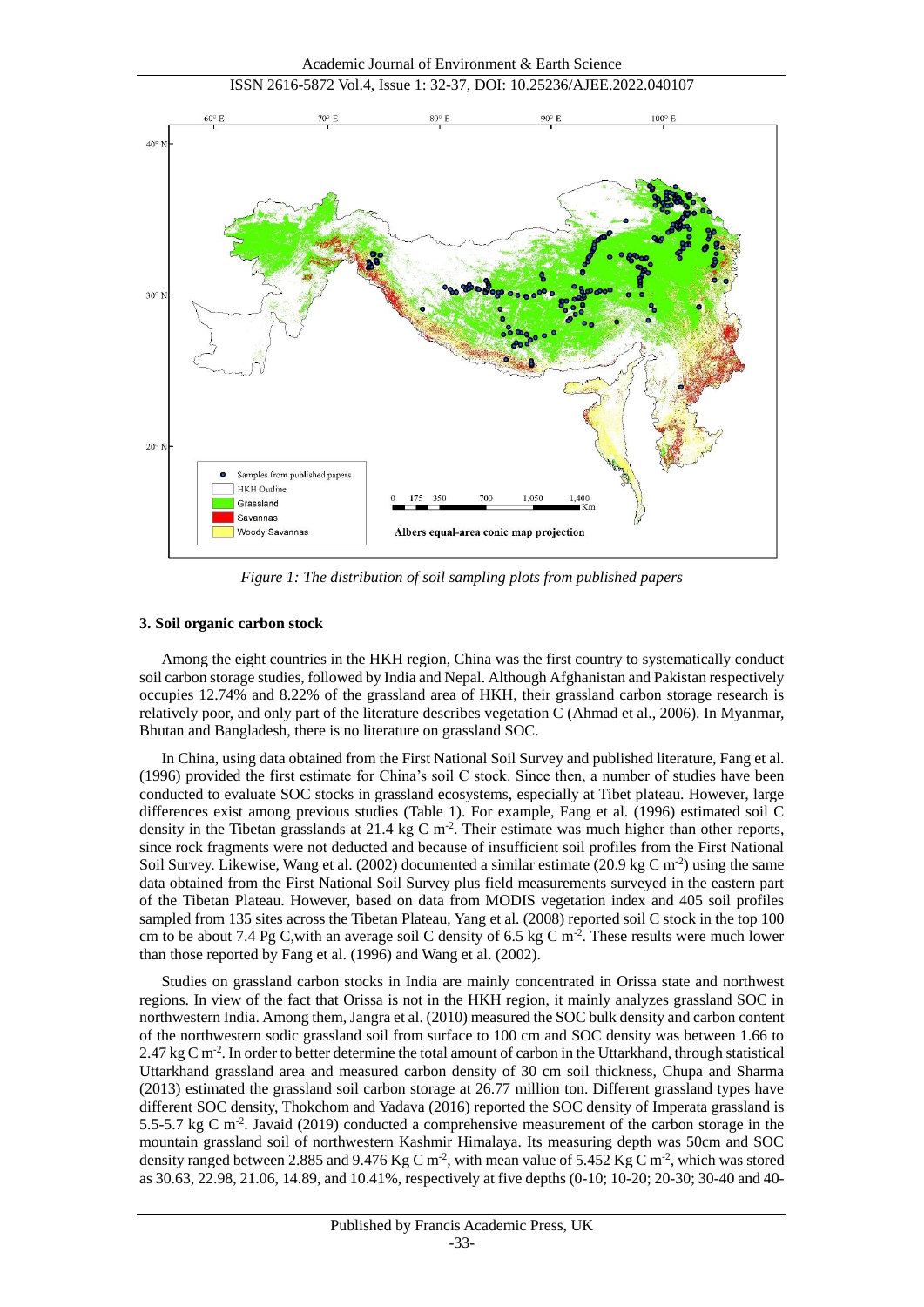*Figure 1: The distribution of soil sampling plots from published papers*

## 3. Soil organic carbon stock

Among the eight countries in the HKH region, China was the first country to systematically conduct soil carbon storage studies, followed by India and Nepal. Although Afghanistan and Pakistan respectively occupies 12.74% and 8.22% of the grassland area of HKH, their grassland carbon storage research is relatively poor, and only part of the literature describes vegetation C (Ahmad et al., 2006). In Myanmar, Bhutan and Bangladesh, there is no literature on grassland SOC.

In China, using data obtained from the First National Soil Survey and published literature, Fang et al. (1996) provided the first estimate for China's soil C stock. Since then, a number of studies have been conducted to evaluate SOC stocks in grassland ecosystems, especially at Tibet plateau. However, large differences exist among previous studies (Table 1). For example, Fang et al. (1996) estimated soil C density in the Tibetan grasslands at 21.4 kg C $m^{-2}$. Their estimate was much higher than other reports, since rock fragments were not deducted and because of insufficient soil profiles from the First National Soil Survey. Likewise, Wang et al. (2002) documented a similar estimate (20.9 kg C $m^{-2}$) using the same data obtained from the First National Soil Survey plus field measurements surveyed in the eastern part of the Tibetan Plateau. However, based on data from MODIS vegetation index and 405 soil profiles sampled from 135 sites across the Tibetan Plateau, Yang et al. (2008) reported soil C stock in the top 100 cm to be about 7.4 Pg C,with an average soil C density of 6.5 kg C $m^{-2}$. These results were much lower than those reported by Fang et al. (1996) and Wang et al. (2002).

Studies on grassland carbon stocks in India are mainly concentrated in Orissa state and northwest regions. In view of the fact that Orissa is not in the HKH region, it mainly analyzes grassland SOC in northwestern India. Among them, Jangra et al. (2010) measured the SOC bulk density and carbon content of the northwestern sodic grassland soil from surface to 100 cm and SOC density was between 1.66 to 2.47 kg C $m^{-2}$. In order to better determine the total amount of carbon in the Uttarkhand, through statistical Uttarkhand grassland area and measured carbon density of 30 cm soil thickness, Chupa and Sharma (2013) estimated the grassland soil carbon storage at 26.77 million ton. Different grassland types have different SOC density, Thokchom and Yadava (2016) reported the SOC density of Imperata grassland is 5.5-5.7 kg C $m^{-2}$. Javaid (2019) conducted a comprehensive measurement of the carbon storage in the mountain grassland soil of northwestern Kashmir Himalaya. Its measuring depth was 50cm and SOC density ranged between 2.885 and 9.476 Kg C $m^{-2}$, with mean value of 5.452 Kg C $m^{-2}$, which was stored as 30.63, 22.98, 21.06, 14.89, and 10.41%, respectively at five depths (0-10; 10-20; 20-30; 30-40 and 40-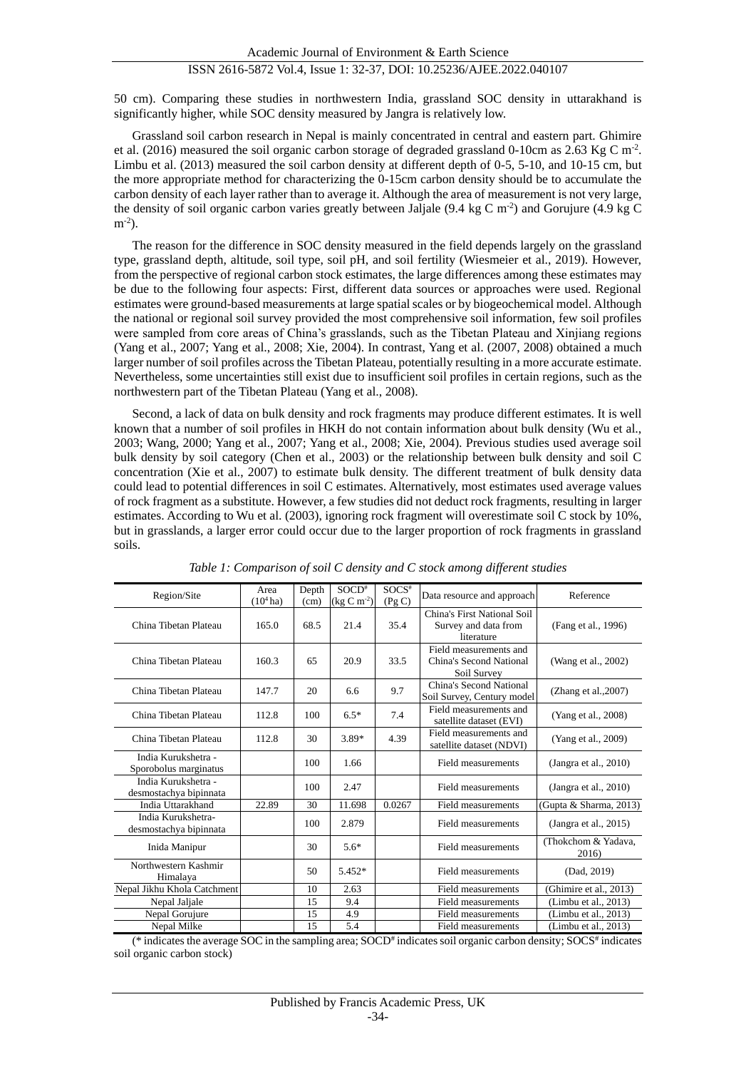50 cm). Comparing these studies in northwestern India, grassland SOC density in uttarakhand is significantly higher, while SOC density measured by Jangra is relatively low.

Grassland soil carbon research in Nepal is mainly concentrated in central and eastern part. Ghimire et al. (2016) measured the soil organic carbon storage of degraded grassland 0-10cm as 2.63 Kg C $m^{-2}$. Limbu et al. (2013) measured the soil carbon density at different depth of 0-5, 5-10, and 10-15 cm, but the more appropriate method for characterizing the 0-15cm carbon density should be to accumulate the carbon density of each layer rather than to average it. Although the area of measurement is not very large, the density of soil organic carbon varies greatly between Jaljale (9.4 kg C $m^{-2}$) and Gorujure (4.9 kg C $m^{-2}$).

The reason for the difference in SOC density measured in the field depends largely on the grassland type, grassland depth, altitude, soil type, soil pH, and soil fertility (Wiesmeier et al., 2019). However, from the perspective of regional carbon stock estimates, the large differences among these estimates may be due to the following four aspects: First, different data sources or approaches were used. Regional estimates were ground-based measurements at large spatial scales or by biogeochemical model. Although the national or regional soil survey provided the most comprehensive soil information, few soil profiles were sampled from core areas of China's grasslands, such as the Tibetan Plateau and Xinjiang regions (Yang et al., 2007; Yang et al., 2008; Xie, 2004). In contrast, Yang et al. (2007, 2008) obtained a much larger number of soil profiles across the Tibetan Plateau, potentially resulting in a more accurate estimate. Nevertheless, some uncertainties still exist due to insufficient soil profiles in certain regions, such as the northwestern part of the Tibetan Plateau (Yang et al., 2008).

Second, a lack of data on bulk density and rock fragments may produce different estimates. It is well known that a number of soil profiles in HKH do not contain information about bulk density (Wu et al., 2003; Wang, 2000; Yang et al., 2007; Yang et al., 2008; Xie, 2004). Previous studies used average soil bulk density by soil category (Chen et al., 2003) or the relationship between bulk density and soil C concentration (Xie et al., 2007) to estimate bulk density. The different treatment of bulk density data could lead to potential differences in soil C estimates. Alternatively, most estimates used average values of rock fragment as a substitute. However, a few studies did not deduct rock fragments, resulting in larger estimates. According to Wu et al. (2003), ignoring rock fragment will overestimate soil C stock by 10%, but in grasslands, a larger error could occur due to the larger proportion of rock fragments in grassland soils.

*Table 1: Comparison of soil C density and C stock among different studies*

| Region/Site | Area ($10^4$ ha) | Depth (cm) | SOCD# (kg C $m^{-2}$) | SOCS# (Pg C) | Data resource and approach | Reference |
|---|---|---|---|---|---|---|
| China Tibetan Plateau | 165.0 | 68.5 | 21.4 | 35.4 | China's First National Soil Survey and data from literature | (Fang et al., 1996) |
| China Tibetan Plateau | 160.3 | 65 | 20.9 | 33.5 | Field measurements and China's Second National Soil Survey | (Wang et al., 2002) |
| China Tibetan Plateau | 147.7 | 20 | 6.6 | 9.7 | China's Second National Soil Survey, Century model | (Zhang et al.,2007) |
| China Tibetan Plateau | 112.8 | 100 | 6.5* | 7.4 | Field measurements and satellite dataset (EVI) | (Yang et al., 2008) |
| China Tibetan Plateau | 112.8 | 30 | 3.89* | 4.39 | Field measurements and satellite dataset (NDVI) | (Yang et al., 2009) |
| India Kurukshetra - Sporobolus marginatus | | 100 | 1.66 | | Field measurements | (Jangra et al., 2010) |
| India Kurukshetra - desmostachya bipinnata | | 100 | 2.47 | | Field measurements | (Jangra et al., 2010) |
| India Uttarakhand | 22.89 | 30 | 11.698 | 0.0267 | Field measurements | (Gupta & Sharma, 2013) |
| India Kurukshetra- desmostachya bipinnata | | 100 | 2.879 | | Field measurements | (Jangra et al., 2015) |
| Inida Manipur | | 30 | 5.6* | | Field measurements | (Thokchom & Yadava, 2016) |
| Northwestern Kashmir Himalaya | | 50 | 5.452* | | Field measurements | (Dad, 2019) |
| Nepal Jikhu Khola Catchment | | 10 | 2.63 | | Field measurements | (Ghimire et al., 2013) |
| Nepal Jaljale | | 15 | 9.4 | | Field measurements | (Limbu et al., 2013) |
| Nepal Gorujure | | 15 | 4.9 | | Field measurements | (Limbu et al., 2013) |
| Nepal Milke | | 15 | 5.4 | | Field measurements | (Limbu et al., 2013) |

(* indicates the average SOC in the sampling area; SOCD# indicates soil organic carbon density; SOCS# indicates soil organic carbon stock)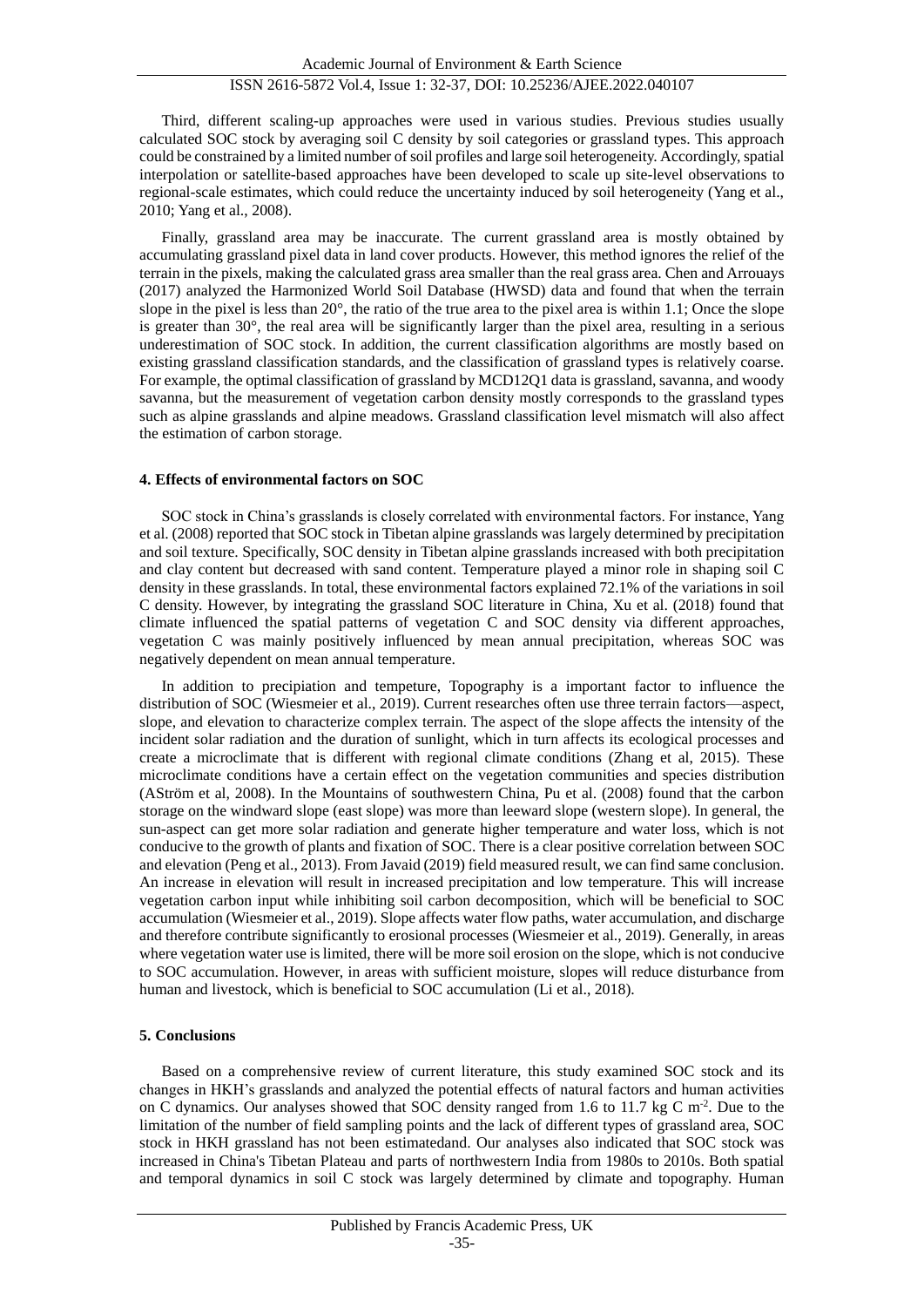Third, different scaling-up approaches were used in various studies. Previous studies usually calculated SOC stock by averaging soil C density by soil categories or grassland types. This approach could be constrained by a limited number of soil profiles and large soil heterogeneity. Accordingly, spatial interpolation or satellite-based approaches have been developed to scale up site-level observations to regional-scale estimates, which could reduce the uncertainty induced by soil heterogeneity (Yang et al., 2010; Yang et al., 2008).

Finally, grassland area may be inaccurate. The current grassland area is mostly obtained by accumulating grassland pixel data in land cover products. However, this method ignores the relief of the terrain in the pixels, making the calculated grass area smaller than the real grass area. Chen and Arrouays (2017) analyzed the Harmonized World Soil Database (HWSD) data and found that when the terrain slope in the pixel is less than 20°, the ratio of the true area to the pixel area is within 1.1; Once the slope is greater than 30°, the real area will be significantly larger than the pixel area, resulting in a serious underestimation of SOC stock. In addition, the current classification algorithms are mostly based on existing grassland classification standards, and the classification of grassland types is relatively coarse. For example, the optimal classification of grassland by MCD12Q1 data is grassland, savanna, and woody savanna, but the measurement of vegetation carbon density mostly corresponds to the grassland types such as alpine grasslands and alpine meadows. Grassland classification level mismatch will also affect the estimation of carbon storage.

## 4. Effects of environmental factors on SOC

SOC stock in China's grasslands is closely correlated with environmental factors. For instance, Yang et al. (2008) reported that SOC stock in Tibetan alpine grasslands was largely determined by precipitation and soil texture. Specifically, SOC density in Tibetan alpine grasslands increased with both precipitation and clay content but decreased with sand content. Temperature played a minor role in shaping soil C density in these grasslands. In total, these environmental factors explained 72.1% of the variations in soil C density. However, by integrating the grassland SOC literature in China, Xu et al. (2018) found that climate influenced the spatial patterns of vegetation C and SOC density via different approaches, vegetation C was mainly positively influenced by mean annual precipitation, whereas SOC was negatively dependent on mean annual temperature.

In addition to precipitation and tempeture, Topography is a important factor to influence the distribution of SOC (Wiesmeier et al., 2019). Current researches often use three terrain factors—aspect, slope, and elevation to characterize complex terrain. The aspect of the slope affects the intensity of the incident solar radiation and the duration of sunlight, which in turn affects its ecological processes and create a microclimate that is different with regional climate conditions (Zhang et al, 2015). These microclimate conditions have a certain effect on the vegetation communities and species distribution (AStröm et al, 2008). In the Mountains of southwestern China, Pu et al. (2008) found that the carbon storage on the windward slope (east slope) was more than leeward slope (western slope). In general, the sun-aspect can get more solar radiation and generate higher temperature and water loss, which is not conducive to the growth of plants and fixation of SOC. There is a clear positive correlation between SOC and elevation (Peng et al., 2013). From Javaid (2019) field measured result, we can find same conclusion. An increase in elevation will result in increased precipitation and low temperature. This will increase vegetation carbon input while inhibiting soil carbon decomposition, which will be beneficial to SOC accumulation (Wiesmeier et al., 2019). Slope affects water flow paths, water accumulation, and discharge and therefore contribute significantly to erosional processes (Wiesmeier et al., 2019). Generally, in areas where vegetation water use is limited, there will be more soil erosion on the slope, which is not conducive to SOC accumulation. However, in areas with sufficient moisture, slopes will reduce disturbance from human and livestock, which is beneficial to SOC accumulation (Li et al., 2018).

## 5. Conclusions

Based on a comprehensive review of current literature, this study examined SOC stock and its changes in HKH's grasslands and analyzed the potential effects of natural factors and human activities on C dynamics. Our analyses showed that SOC density ranged from 1.6 to 11.7 kg C $m^{-2}$. Due to the limitation of the number of field sampling points and the lack of different types of grassland area, SOC stock in HKH grassland has not been estimatedand. Our analyses also indicated that SOC stock was increased in China's Tibetan Plateau and parts of northwestern India from 1980s to 2010s. Both spatial and temporal dynamics in soil C stock was largely determined by climate and topography. Human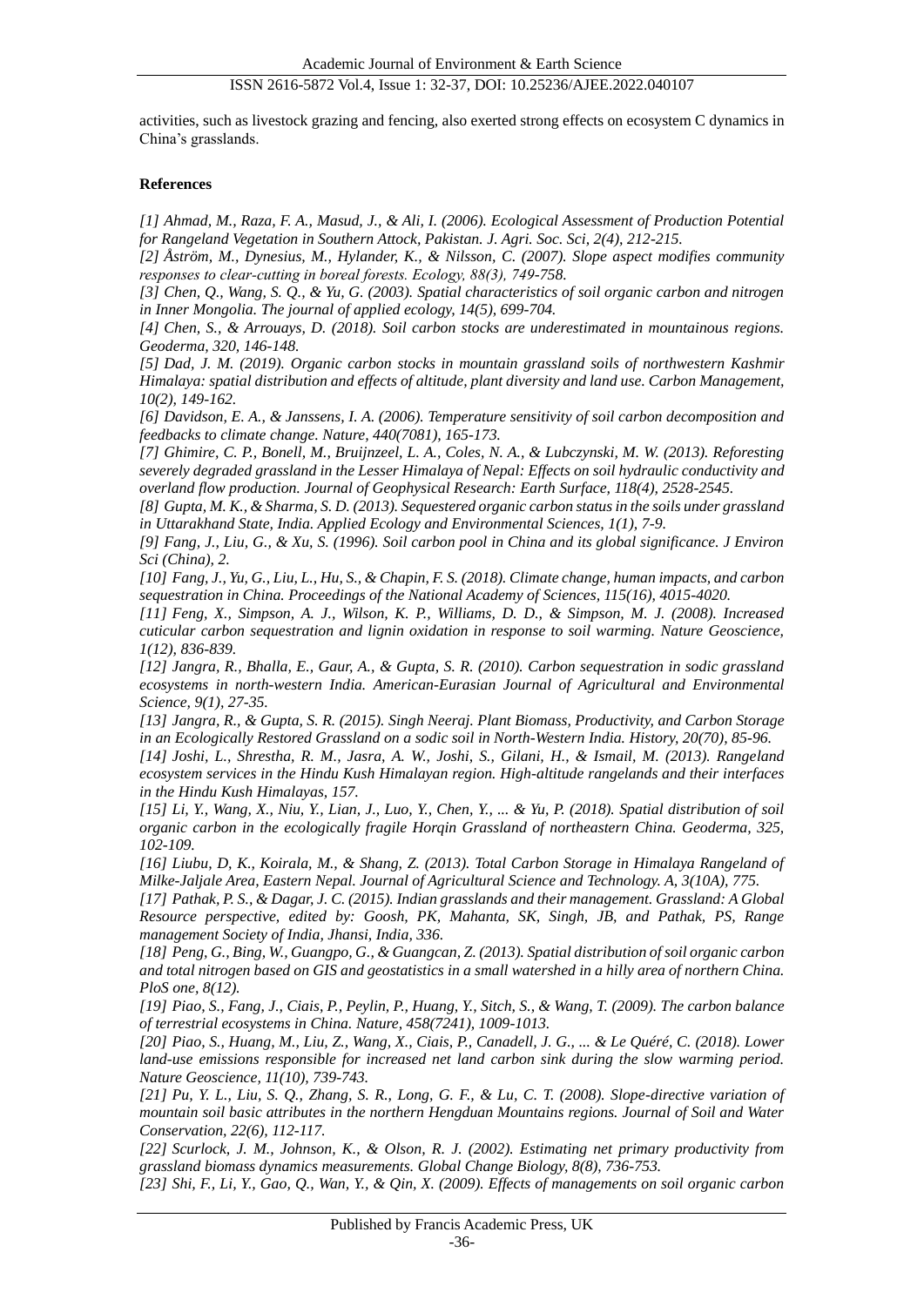activities, such as livestock grazing and fencing, also exerted strong effects on ecosystem C dynamics in China's grasslands.

## References

*[1] Ahmad, M., Raza, F. A., Masud, J., & Ali, I. (2006). Ecological Assessment of Production Potential for Rangeland Vegetation in Southern Attock, Pakistan. J. Agri. Soc. Sci, 2(4), 212-215.*

*[2] Åström, M., Dynesius, M., Hylander, K., & Nilsson, C. (2007). Slope aspect modifies community responses to clear-cutting in boreal forests. Ecology, 88(3), 749-758.*

*[3] Chen, Q., Wang, S. Q., & Yu, G. (2003). Spatial characteristics of soil organic carbon and nitrogen in Inner Mongolia. The journal of applied ecology, 14(5), 699-704.*

*[4] Chen, S., & Arrouays, D. (2018). Soil carbon stocks are underestimated in mountainous regions. Geoderma, 320, 146-148.*

*[5] Dad, J. M. (2019). Organic carbon stocks in mountain grassland soils of northwestern Kashmir Himalaya: spatial distribution and effects of altitude, plant diversity and land use. Carbon Management, 10(2), 149-162.*

*[6] Davidson, E. A., & Janssens, I. A. (2006). Temperature sensitivity of soil carbon decomposition and feedbacks to climate change. Nature, 440(7081), 165-173.*

*[7] Ghimire, C. P., Bonell, M., Bruijnzeel, L. A., Coles, N. A., & Lubczynski, M. W. (2013). Reforesting severely degraded grassland in the Lesser Himalaya of Nepal: Effects on soil hydraulic conductivity and overland flow production. Journal of Geophysical Research: Earth Surface, 118(4), 2528-2545.*

*[8] Gupta, M. K., & Sharma, S. D. (2013). Sequestered organic carbon status in the soils under grassland in Uttarakhand State, India. Applied Ecology and Environmental Sciences, 1(1), 7-9.*

*[9] Fang, J., Liu, G., & Xu, S. (1996). Soil carbon pool in China and its global significance. J Environ Sci (China), 2.*

*[10] Fang, J., Yu, G., Liu, L., Hu, S., & Chapin, F. S. (2018). Climate change, human impacts, and carbon sequestration in China. Proceedings of the National Academy of Sciences, 115(16), 4015-4020.*

*[11] Feng, X., Simpson, A. J., Wilson, K. P., Williams, D. D., & Simpson, M. J. (2008). Increased cuticular carbon sequestration and lignin oxidation in response to soil warming. Nature Geoscience, 1(12), 836-839.*

*[12] Jangra, R., Bhalla, E., Gaur, A., & Gupta, S. R. (2010). Carbon sequestration in sodic grassland ecosystems in north-western India. American-Eurasian Journal of Agricultural and Environmental Science, 9(1), 27-35.*

*[13] Jangra, R., & Gupta, S. R. (2015). Singh Neeraj. Plant Biomass, Productivity, and Carbon Storage in an Ecologically Restored Grassland on a sodic soil in North-Western India. History, 20(70), 85-96.*

*[14] Joshi, L., Shrestha, R. M., Jasra, A. W., Joshi, S., Gilani, H., & Ismail, M. (2013). Rangeland ecosystem services in the Hindu Kush Himalayan region. High-altitude rangelands and their interfaces in the Hindu Kush Himalayas, 157.*

*[15] Li, Y., Wang, X., Niu, Y., Lian, J., Luo, Y., Chen, Y., ... & Yu, P. (2018). Spatial distribution of soil organic carbon in the ecologically fragile Horqin Grassland of northeastern China. Geoderma, 325, 102-109.*

*[16] Liubu, D, K., Koirala, M., & Shang, Z. (2013). Total Carbon Storage in Himalaya Rangeland of Milke-Jaljale Area, Eastern Nepal. Journal of Agricultural Science and Technology. A, 3(10A), 775.*

*[17] Pathak, P. S., & Dagar, J. C. (2015). Indian grasslands and their management. Grassland: A Global Resource perspective, edited by: Goosh, PK, Mahanta, SK, Singh, JB, and Pathak, PS, Range management Society of India, Jhansi, India, 336.*

*[18] Peng, G., Bing, W., Guangpo, G., & Guangcan, Z. (2013). Spatial distribution of soil organic carbon and total nitrogen based on GIS and geostatistics in a small watershed in a hilly area of northern China. PloS one, 8(12).*

*[19] Piao, S., Fang, J., Ciais, P., Peylin, P., Huang, Y., Sitch, S., & Wang, T. (2009). The carbon balance of terrestrial ecosystems in China. Nature, 458(7241), 1009-1013.*

*[20] Piao, S., Huang, M., Liu, Z., Wang, X., Ciais, P., Canadell, J. G., ... & Le Quéré, C. (2018). Lower land-use emissions responsible for increased net land carbon sink during the slow warming period. Nature Geoscience, 11(10), 739-743.*

*[21] Pu, Y. L., Liu, S. Q., Zhang, S. R., Long, G. F., & Lu, C. T. (2008). Slope-directive variation of mountain soil basic attributes in the northern Hengduan Mountains regions. Journal of Soil and Water Conservation, 22(6), 112-117.*

*[22] Scurlock, J. M., Johnson, K., & Olson, R. J. (2002). Estimating net primary productivity from grassland biomass dynamics measurements. Global Change Biology, 8(8), 736-753.*

*[23] Shi, F., Li, Y., Gao, Q., Wan, Y., & Qin, X. (2009). Effects of managements on soil organic carbon*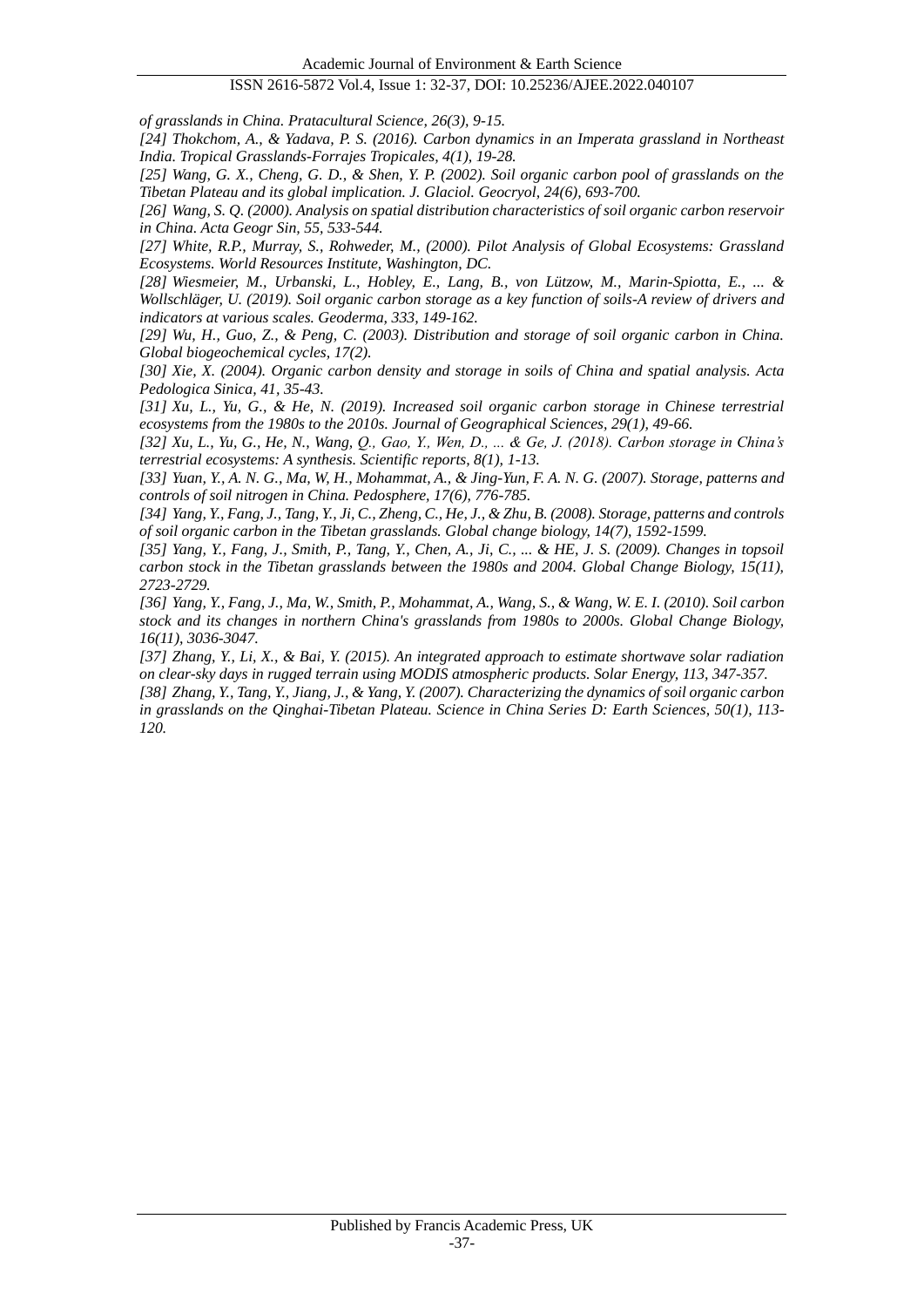*of grasslands in China. Pratacultural Science, 26(3), 9-15.*

*[24] Thokchom, A., & Yadava, P. S. (2016). Carbon dynamics in an Imperata grassland in Northeast India. Tropical Grasslands-Forrajes Tropicales, 4(1), 19-28.*

*[25] Wang, G. X., Cheng, G. D., & Shen, Y. P. (2002). Soil organic carbon pool of grasslands on the Tibetan Plateau and its global implication. J. Glaciol. Geocryol, 24(6), 693-700.*

*[26] Wang, S. Q. (2000). Analysis on spatial distribution characteristics of soil organic carbon reservoir in China. Acta Geogr Sin, 55, 533-544.*

*[27] White, R.P., Murray, S., Rohweder, M., (2000). Pilot Analysis of Global Ecosystems: Grassland Ecosystems. World Resources Institute, Washington, DC.*

*[28] Wiesmeier, M., Urbanski, L., Hobley, E., Lang, B., von Lützow, M., Marin-Spiotta, E., ... & Wollschläger, U. (2019). Soil organic carbon storage as a key function of soils-A review of drivers and indicators at various scales. Geoderma, 333, 149-162.*

*[29] Wu, H., Guo, Z., & Peng, C. (2003). Distribution and storage of soil organic carbon in China. Global biogeochemical cycles, 17(2).*

*[30] Xie, X. (2004). Organic carbon density and storage in soils of China and spatial analysis. Acta Pedologica Sinica, 41, 35-43.*

*[31] Xu, L., Yu, G., & He, N. (2019). Increased soil organic carbon storage in Chinese terrestrial ecosystems from the 1980s to the 2010s. Journal of Geographical Sciences, 29(1), 49-66.*

*[32] Xu, L., Yu, G., He, N., Wang, Q., Gao, Y., Wen, D., ... & Ge, J. (2018). Carbon storage in China's terrestrial ecosystems: A synthesis. Scientific reports, 8(1), 1-13.*

*[33] Yuan, Y., A. N. G., Ma, W, H., Mohammat, A., & Jing-Yun, F. A. N. G. (2007). Storage, patterns and controls of soil nitrogen in China. Pedosphere, 17(6), 776-785.*

*[34] Yang, Y., Fang, J., Tang, Y., Ji, C., Zheng, C., He, J., & Zhu, B. (2008). Storage, patterns and controls of soil organic carbon in the Tibetan grasslands. Global change biology, 14(7), 1592-1599.*

*[35] Yang, Y., Fang, J., Smith, P., Tang, Y., Chen, A., Ji, C., ... & HE, J. S. (2009). Changes in topsoil carbon stock in the Tibetan grasslands between the 1980s and 2004. Global Change Biology, 15(11), 2723-2729.*

*[36] Yang, Y., Fang, J., Ma, W., Smith, P., Mohammat, A., Wang, S., & Wang, W. E. I. (2010). Soil carbon stock and its changes in northern China's grasslands from 1980s to 2000s. Global Change Biology, 16(11), 3036-3047.*

*[37] Zhang, Y., Li, X., & Bai, Y. (2015). An integrated approach to estimate shortwave solar radiation on clear-sky days in rugged terrain using MODIS atmospheric products. Solar Energy, 113, 347-357.*

*[38] Zhang, Y., Tang, Y., Jiang, J., & Yang, Y. (2007). Characterizing the dynamics of soil organic carbon in grasslands on the Qinghai-Tibetan Plateau. Science in China Series D: Earth Sciences, 50(1), 113-120.*